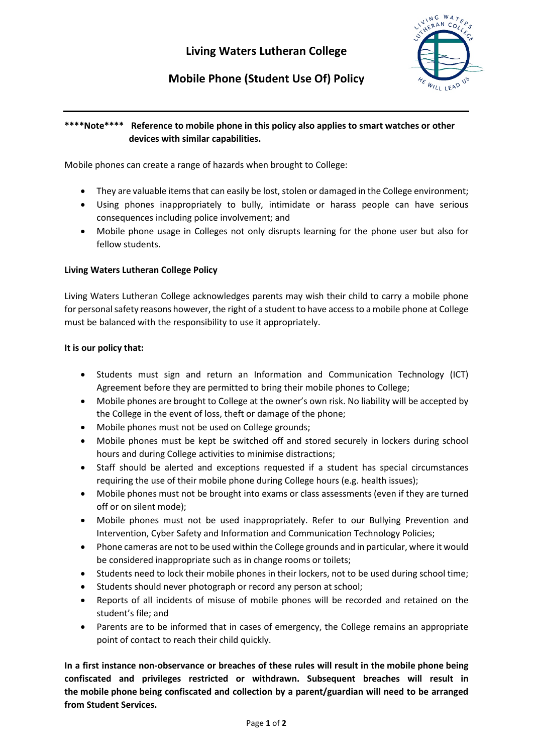# Living Waters Lutheran College

## Mobile Phone (Student Use Of) Policy

**\*\*\*\*Note\*\*\*\* Reference to mobile phone in this policy also applies to smart watches or other devices with similar capabilities.**

Mobile phones can create a range of hazards when brought to College:

- They are valuable items that can easily be lost, stolen or damaged in the College environment;
- Using phones inappropriately to bully, intimidate or harass people can have serious consequences including police involvement; and
- Mobile phone usage in Colleges not only disrupts learning for the phone user but also for fellow students.

**Living Waters Lutheran College Policy**

Living Waters Lutheran College acknowledges parents may wish their child to carry a mobile phone for personal safety reasons however, the right of a student to have access to a mobile phone at College must be balanced with the responsibility to use it appropriately.

**It is our policy that:**

- Students must sign and return an Information and Communication Technology (ICT) Agreement before they are permitted to bring their mobile phones to College;
- Mobile phones are brought to College at the owner's own risk. No liability will be accepted by the College in the event of loss, theft or damage of the phone;
- Mobile phones must not be used on College grounds;
- Mobile phones must be kept be switched off and stored securely in lockers during school hours and during College activities to minimise distractions;
- Staff should be alerted and exceptions requested if a student has special circumstances requiring the use of their mobile phone during College hours (e.g. health issues);
- Mobile phones must not be brought into exams or class assessments (even if they are turned off or on silent mode);
- Mobile phones must not be used inappropriately. Refer to our Bullying Prevention and Intervention, Cyber Safety and Information and Communication Technology Policies;
- Phone cameras are not to be used within the College grounds and in particular, where it would be considered inappropriate such as in change rooms or toilets;
- Students need to lock their mobile phones in their lockers, not to be used during school time;
- Students should never photograph or record any person at school;
- Reports of all incidents of misuse of mobile phones will be recorded and retained on the student's file; and
- Parents are to be informed that in cases of emergency, the College remains an appropriate point of contact to reach their child quickly.

**In a first instance non-observance or breaches of these rules will result in the mobile phone being confiscated and privileges restricted or withdrawn. Subsequent breaches will result in the mobile phone being confiscated and collection by a parent/guardian will need to be arranged from Student Services.**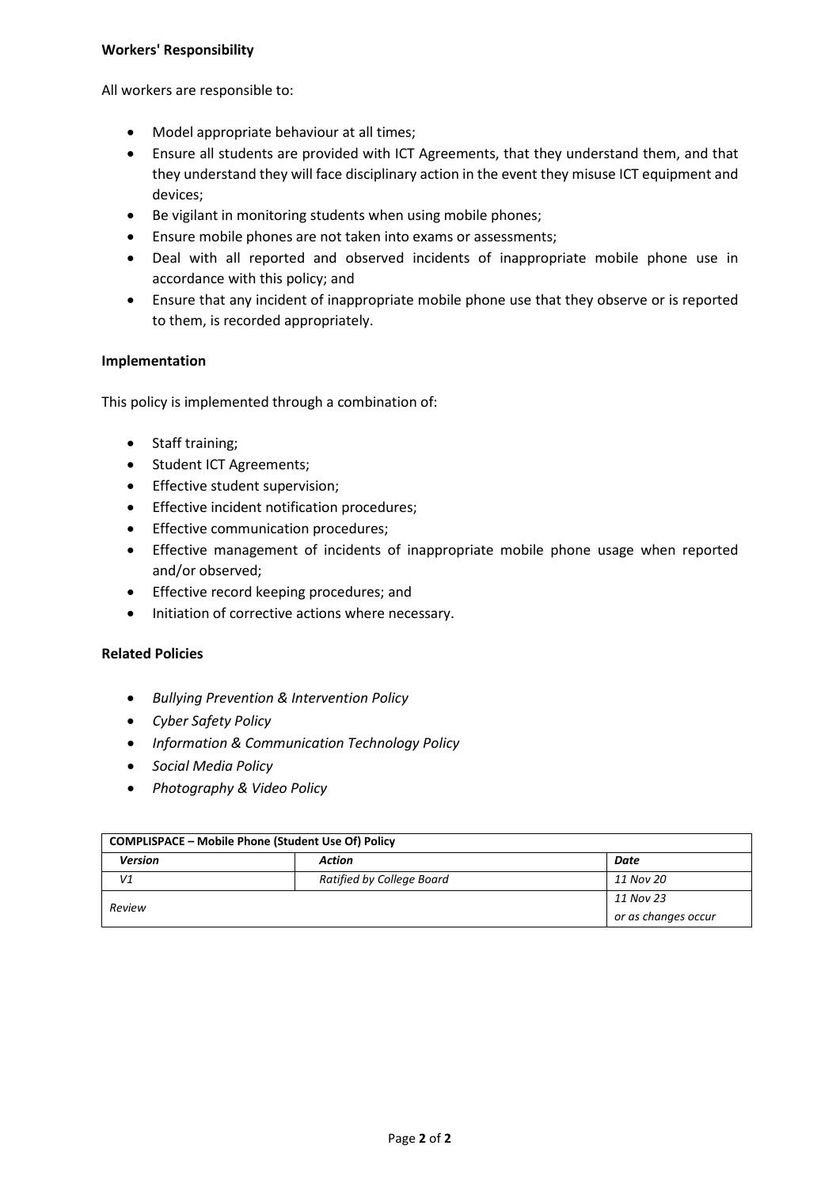**Workers' Responsibility**

All workers are responsible to:

- Model appropriate behaviour at all times;
- Ensure all students are provided with ICT Agreements, that they understand them, and that they understand they will face disciplinary action in the event they misuse ICT equipment and devices;
- Be vigilant in monitoring students when using mobile phones;
- Ensure mobile phones are not taken into exams or assessments;
- Deal with all reported and observed incidents of inappropriate mobile phone use in accordance with this policy; and
- Ensure that any incident of inappropriate mobile phone use that they observe or is reported to them, is recorded appropriately.

**Implementation**

This policy is implemented through a combination of:

- Staff training;
- Student ICT Agreements;
- Effective student supervision;
- Effective incident notification procedures;
- Effective communication procedures;
- Effective management of incidents of inappropriate mobile phone usage when reported and/or observed;
- Effective record keeping procedures; and
- Initiation of corrective actions where necessary.

**Related Policies**

- *Bullying Prevention & Intervention Policy*
- *Cyber Safety Policy*
- *Information & Communication Technology Policy*
- *Social Media Policy*
- *Photography & Video Policy*

| **COMPLISPACE – Mobile Phone (Student Use Of) Policy** | | |
|---|---|---|
| ***Version*** | ***Action*** | ***Date*** |
| *V1* | *Ratified by College Board* | *11 Nov 20* |
| *Review* | | *11 Nov 23 or as changes occur* |